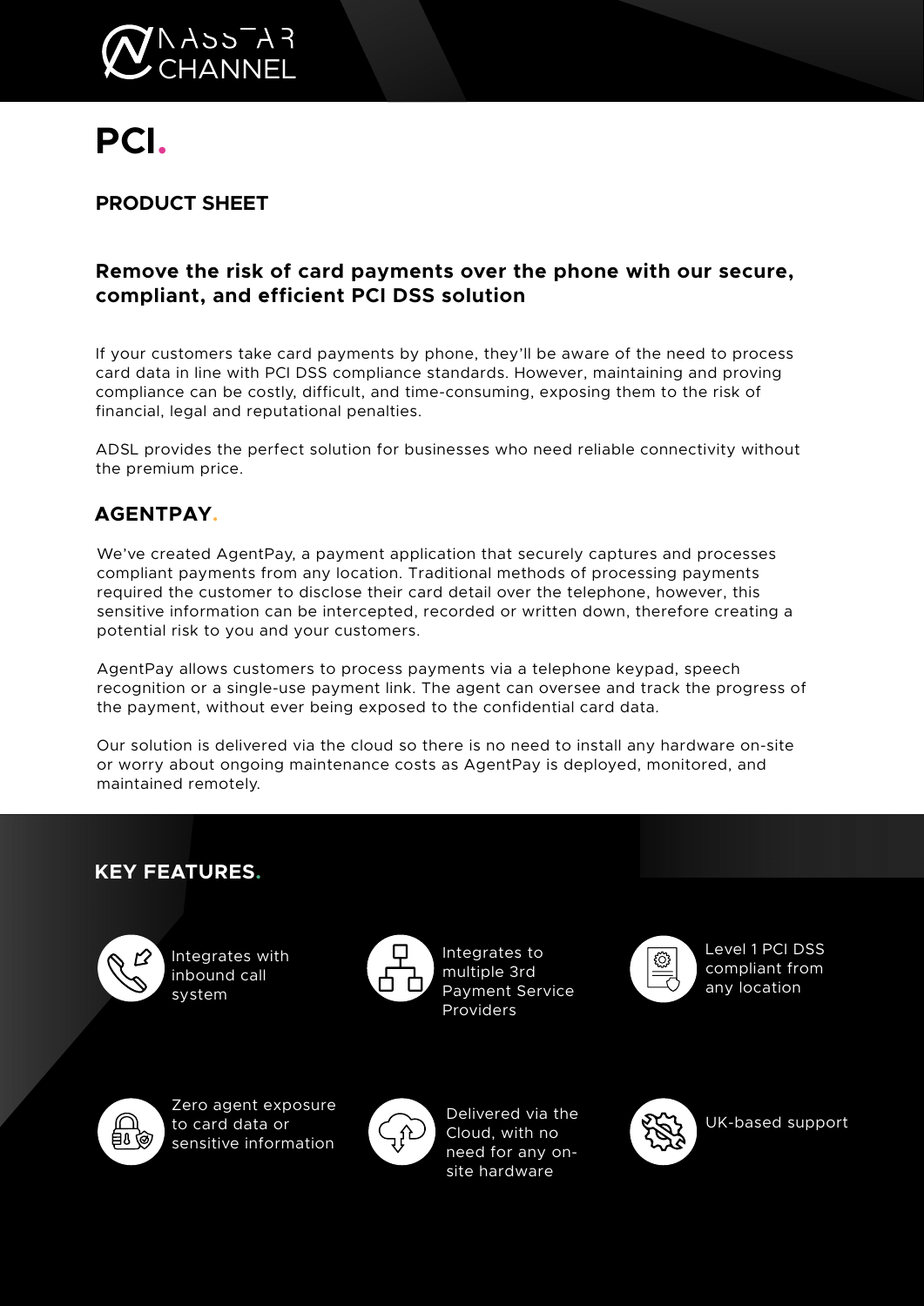NASSTAR CHANNEL

# PCI.

## PRODUCT SHEET

### Remove the risk of card payments over the phone with our secure, compliant, and efficient PCI DSS solution

If your customers take card payments by phone, they'll be aware of the need to process card data in line with PCI DSS compliance standards. However, maintaining and proving compliance can be costly, difficult, and time-consuming, exposing them to the risk of financial, legal and reputational penalties.

ADSL provides the perfect solution for businesses who need reliable connectivity without the premium price.

## AGENTPAY.

We've created AgentPay, a payment application that securely captures and processes compliant payments from any location. Traditional methods of processing payments required the customer to disclose their card detail over the telephone, however, this sensitive information can be intercepted, recorded or written down, therefore creating a potential risk to you and your customers.

AgentPay allows customers to process payments via a telephone keypad, speech recognition or a single-use payment link. The agent can oversee and track the progress of the payment, without ever being exposed to the confidential card data.

Our solution is delivered via the cloud so there is no need to install any hardware on-site or worry about ongoing maintenance costs as AgentPay is deployed, monitored, and maintained remotely.

## KEY FEATURES.

- Integrates with inbound call system
- Integrates to multiple 3rd Payment Service Providers
- Level 1 PCI DSS compliant from any location
- Zero agent exposure to card data or sensitive information
- Delivered via the Cloud, with no need for any on-site hardware
- UK-based support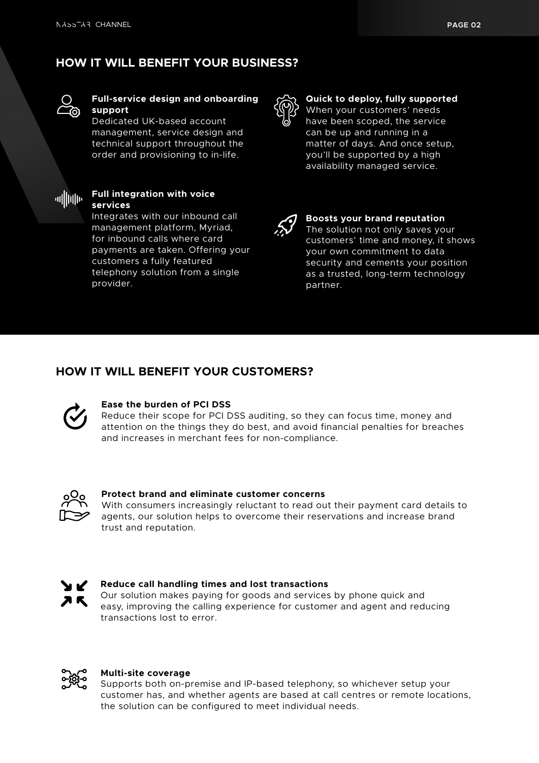## HOW IT WILL BENEFIT YOUR BUSINESS?

**Full-service design and onboarding support**
Dedicated UK-based account management, service design and technical support throughout the order and provisioning to in-life.

**Full integration with voice services**
Integrates with our inbound call management platform, Myriad, for inbound calls where card payments are taken. Offering your customers a fully featured telephony solution from a single provider.

**Quick to deploy, fully supported**
When your customers' needs have been scoped, the service can be up and running in a matter of days. And once setup, you'll be supported by a high availability managed service.

**Boosts your brand reputation**
The solution not only saves your customers' time and money, it shows your own commitment to data security and cements your position as a trusted, long-term technology partner.

## HOW IT WILL BENEFIT YOUR CUSTOMERS?

**Ease the burden of PCI DSS**
Reduce their scope for PCI DSS auditing, so they can focus time, money and attention on the things they do best, and avoid financial penalties for breaches and increases in merchant fees for non-compliance.

**Protect brand and eliminate customer concerns**
With consumers increasingly reluctant to read out their payment card details to agents, our solution helps to overcome their reservations and increase brand trust and reputation.

**Reduce call handling times and lost transactions**
Our solution makes paying for goods and services by phone quick and easy, improving the calling experience for customer and agent and reducing transactions lost to error.

**Multi-site coverage**
Supports both on-premise and IP-based telephony, so whichever setup your customer has, and whether agents are based at call centres or remote locations, the solution can be configured to meet individual needs.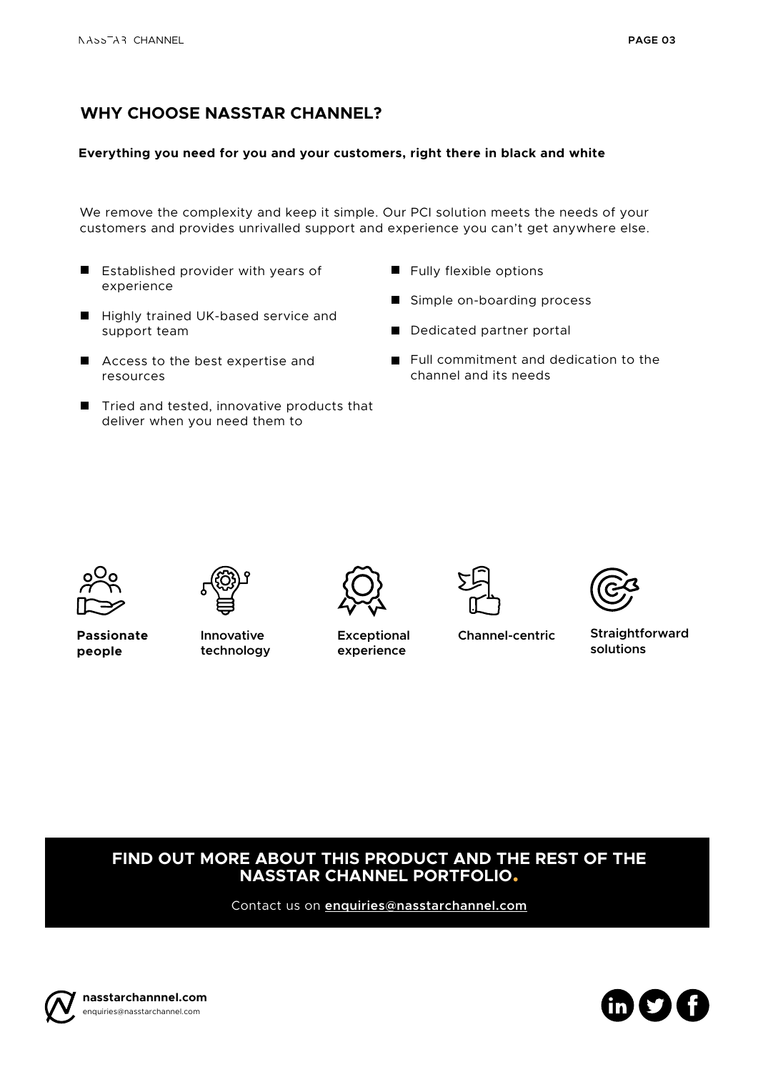## WHY CHOOSE NASSTAR CHANNEL?

**Everything you need for you and your customers, right there in black and white**

We remove the complexity and keep it simple. Our PCI solution meets the needs of your customers and provides unrivalled support and experience you can't get anywhere else.

- Established provider with years of experience
- Highly trained UK-based service and support team
- Access to the best expertise and resources
- Tried and tested, innovative products that deliver when you need them to
- Fully flexible options
- Simple on-boarding process
- Dedicated partner portal
- Full commitment and dedication to the channel and its needs

**Passionate people**

**Innovative technology**

**Exceptional experience**

**Channel-centric**

**Straightforward solutions**

**FIND OUT MORE ABOUT THIS PRODUCT AND THE REST OF THE NASSTAR CHANNEL PORTFOLIO.**

Contact us on **enquiries@nasstarchannel.com**

**nasstarchannnel.com**
enquiries@nasstarchannel.com